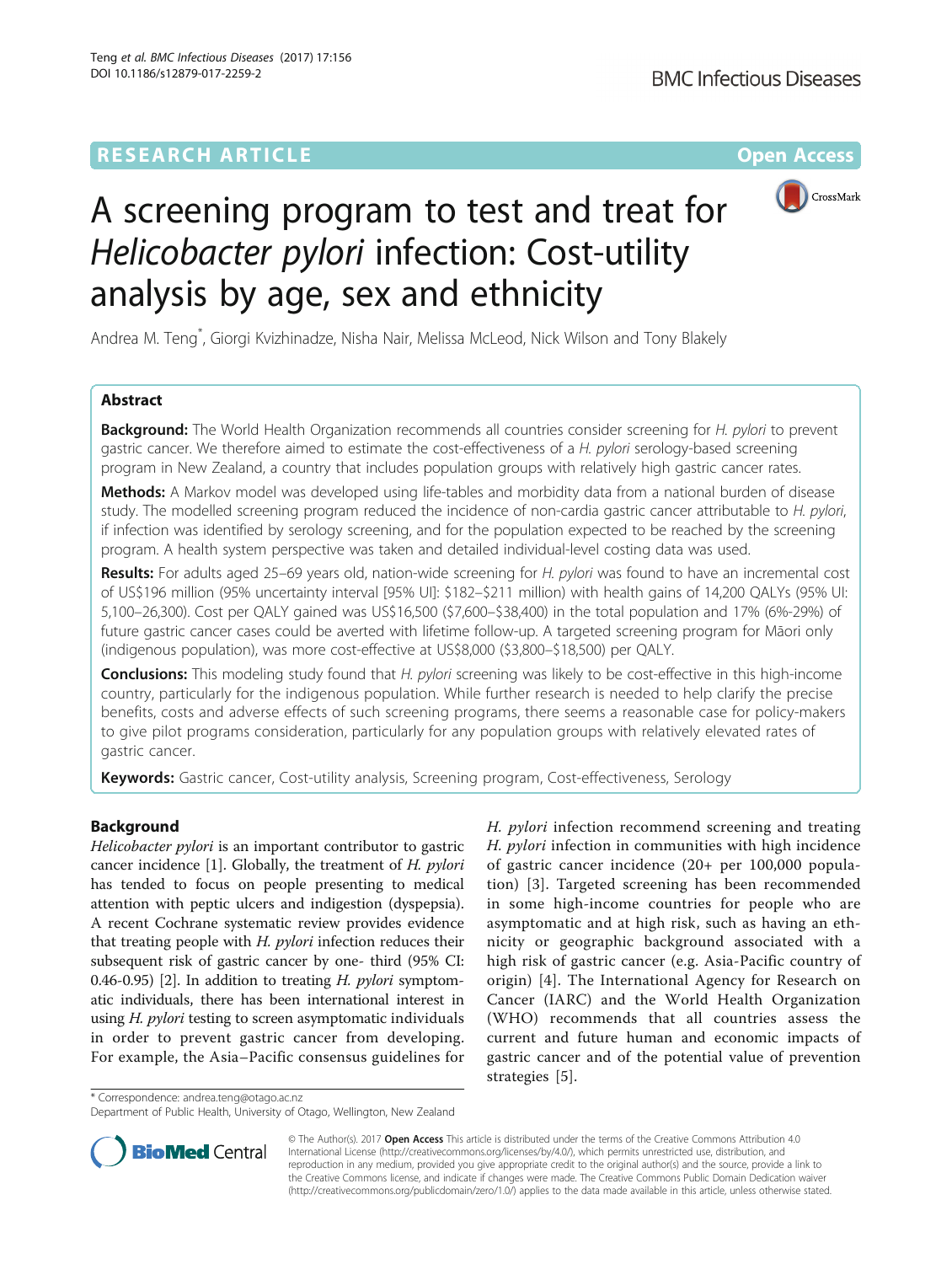RESEARCH ARTICLE

Open Access

# A screening program to test and treat for *Helicobacter pylori* infection: Cost-utility analysis by age, sex and ethnicity

Andrea M. Teng*, Giorgi Kvizhinadze, Nisha Nair, Melissa McLeod, Nick Wilson and Tony Blakely

## Abstract

**Background:** The World Health Organization recommends all countries consider screening for *H. pylori* to prevent gastric cancer. We therefore aimed to estimate the cost-effectiveness of a *H. pylori* serology-based screening program in New Zealand, a country that includes population groups with relatively high gastric cancer rates.

**Methods:** A Markov model was developed using life-tables and morbidity data from a national burden of disease study. The modelled screening program reduced the incidence of non-cardia gastric cancer attributable to *H. pylori*, if infection was identified by serology screening, and for the population expected to be reached by the screening program. A health system perspective was taken and detailed individual-level costing data was used.

**Results:** For adults aged 25–69 years old, nation-wide screening for *H. pylori* was found to have an incremental cost of US$196 million (95% uncertainty interval [95% UI]: $182–$211 million) with health gains of 14,200 QALYs (95% UI: 5,100–26,300). Cost per QALY gained was US$16,500 ($7,600–$38,400) in the total population and 17% (6%-29%) of future gastric cancer cases could be averted with lifetime follow-up. A targeted screening program for Māori only (indigenous population), was more cost-effective at US$8,000 ($3,800–$18,500) per QALY.

**Conclusions:** This modeling study found that *H. pylori* screening was likely to be cost-effective in this high-income country, particularly for the indigenous population. While further research is needed to help clarify the precise benefits, costs and adverse effects of such screening programs, there seems a reasonable case for policy-makers to give pilot programs consideration, particularly for any population groups with relatively elevated rates of gastric cancer.

**Keywords:** Gastric cancer, Cost-utility analysis, Screening program, Cost-effectiveness, Serology

## Background

*Helicobacter pylori* is an important contributor to gastric cancer incidence [1]. Globally, the treatment of *H. pylori* has tended to focus on people presenting to medical attention with peptic ulcers and indigestion (dyspepsia). A recent Cochrane systematic review provides evidence that treating people with *H. pylori* infection reduces their subsequent risk of gastric cancer by one- third (95% CI: 0.46-0.95) [2]. In addition to treating *H. pylori* symptomatic individuals, there has been international interest in using *H. pylori* testing to screen asymptomatic individuals in order to prevent gastric cancer from developing. For example, the Asia–Pacific consensus guidelines for *H. pylori* infection recommend screening and treating *H. pylori* infection in communities with high incidence of gastric cancer incidence (20+ per 100,000 population) [3]. Targeted screening has been recommended in some high-income countries for people who are asymptomatic and at high risk, such as having an ethnicity or geographic background associated with a high risk of gastric cancer (e.g. Asia-Pacific country of origin) [4]. The International Agency for Research on Cancer (IARC) and the World Health Organization (WHO) recommends that all countries assess the current and future human and economic impacts of gastric cancer and of the potential value of prevention strategies [5].

\* Correspondence: andrea.teng@otago.ac.nz
Department of Public Health, University of Otago, Wellington, New Zealand

© The Author(s). 2017 **Open Access** This article is distributed under the terms of the Creative Commons Attribution 4.0 International License (http://creativecommons.org/licenses/by/4.0/), which permits unrestricted use, distribution, and reproduction in any medium, provided you give appropriate credit to the original author(s) and the source, provide a link to the Creative Commons license, and indicate if changes were made. The Creative Commons Public Domain Dedication waiver (http://creativecommons.org/publicdomain/zero/1.0/) applies to the data made available in this article, unless otherwise stated.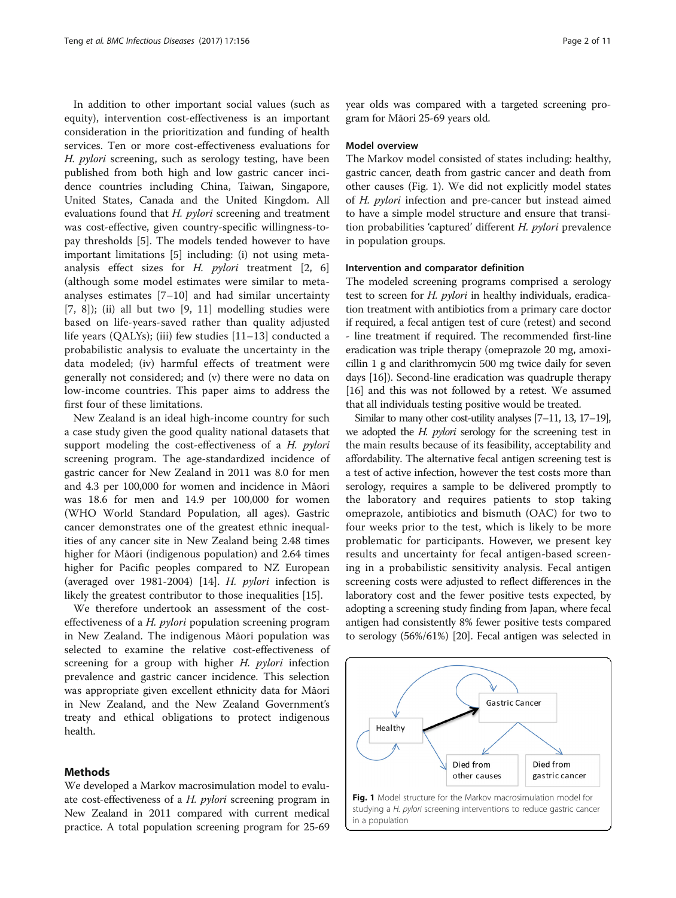In addition to other important social values (such as equity), intervention cost-effectiveness is an important consideration in the prioritization and funding of health services. Ten or more cost-effectiveness evaluations for *H. pylori* screening, such as serology testing, have been published from both high and low gastric cancer incidence countries including China, Taiwan, Singapore, United States, Canada and the United Kingdom. All evaluations found that *H. pylori* screening and treatment was cost-effective, given country-specific willingness-to-pay thresholds [5]. The models tended however to have important limitations [5] including: (i) not using meta-analysis effect sizes for *H. pylori* treatment [2, 6] (although some model estimates were similar to meta-analyses estimates [7–10] and had similar uncertainty [7, 8]); (ii) all but two [9, 11] modelling studies were based on life-years-saved rather than quality adjusted life years (QALYs); (iii) few studies [11–13] conducted a probabilistic analysis to evaluate the uncertainty in the data modeled; (iv) harmful effects of treatment were generally not considered; and (v) there were no data on low-income countries. This paper aims to address the first four of these limitations.

New Zealand is an ideal high-income country for such a case study given the good quality national datasets that support modeling the cost-effectiveness of a *H. pylori* screening program. The age-standardized incidence of gastric cancer for New Zealand in 2011 was 8.0 for men and 4.3 per 100,000 for women and incidence in Māori was 18.6 for men and 14.9 per 100,000 for women (WHO World Standard Population, all ages). Gastric cancer demonstrates one of the greatest ethnic inequalities of any cancer site in New Zealand being 2.48 times higher for Māori (indigenous population) and 2.64 times higher for Pacific peoples compared to NZ European (averaged over 1981-2004) [14]. *H. pylori* infection is likely the greatest contributor to those inequalities [15].

We therefore undertook an assessment of the cost-effectiveness of a *H. pylori* population screening program in New Zealand. The indigenous Māori population was selected to examine the relative cost-effectiveness of screening for a group with higher *H. pylori* infection prevalence and gastric cancer incidence. This selection was appropriate given excellent ethnicity data for Māori in New Zealand, and the New Zealand Government's treaty and ethical obligations to protect indigenous health.

## Methods

We developed a Markov macrosimulation model to evaluate cost-effectiveness of a *H. pylori* screening program in New Zealand in 2011 compared with current medical practice. A total population screening program for 25-69 year olds was compared with a targeted screening program for Māori 25-69 years old.

### Model overview

The Markov model consisted of states including: healthy, gastric cancer, death from gastric cancer and death from other causes (Fig. 1). We did not explicitly model states of *H. pylori* infection and pre-cancer but instead aimed to have a simple model structure and ensure that transition probabilities 'captured' different *H. pylori* prevalence in population groups.

### Intervention and comparator definition

The modeled screening programs comprised a serology test to screen for *H. pylori* in healthy individuals, eradication treatment with antibiotics from a primary care doctor if required, a fecal antigen test of cure (retest) and second - line treatment if required. The recommended first-line eradication was triple therapy (omeprazole 20 mg, amoxicillin 1 g and clarithromycin 500 mg twice daily for seven days [16]). Second-line eradication was quadruple therapy [16] and this was not followed by a retest. We assumed that all individuals testing positive would be treated.

Similar to many other cost-utility analyses [7–11, 13, 17–19], we adopted the *H. pylori* serology for the screening test in the main results because of its feasibility, acceptability and affordability. The alternative fecal antigen screening test is a test of active infection, however the test costs more than serology, requires a sample to be delivered promptly to the laboratory and requires patients to stop taking omeprazole, antibiotics and bismuth (OAC) for two to four weeks prior to the test, which is likely to be more problematic for participants. However, we present key results and uncertainty for fecal antigen-based screening in a probabilistic sensitivity analysis. Fecal antigen screening costs were adjusted to reflect differences in the laboratory cost and the fewer positive tests expected, by adopting a screening study finding from Japan, where fecal antigen had consistently 8% fewer positive tests compared to serology (56%/61%) [20]. Fecal antigen was selected in

Healthy — Gastric Cancer — Died from other causes — Died from gastric cancer

**Fig. 1** Model structure for the Markov macrosimulation model for studying a *H. pylori* screening interventions to reduce gastric cancer in a population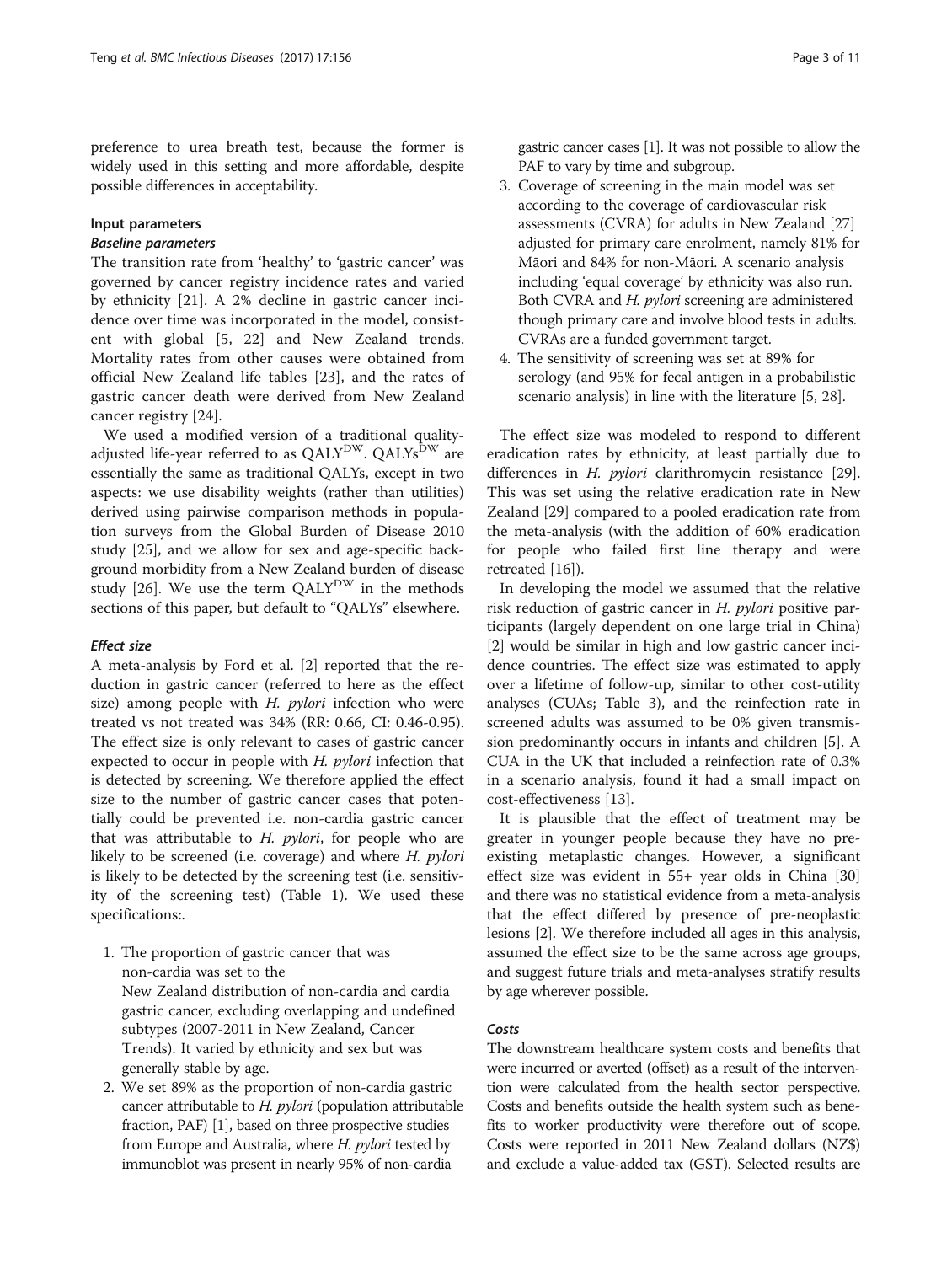preference to urea breath test, because the former is widely used in this setting and more affordable, despite possible differences in acceptability.

### Input parameters

#### *Baseline parameters*

The transition rate from 'healthy' to 'gastric cancer' was governed by cancer registry incidence rates and varied by ethnicity [21]. A 2% decline in gastric cancer incidence over time was incorporated in the model, consistent with global [5, 22] and New Zealand trends. Mortality rates from other causes were obtained from official New Zealand life tables [23], and the rates of gastric cancer death were derived from New Zealand cancer registry [24].

We used a modified version of a traditional quality-adjusted life-year referred to as $QALY^{DW}$. $QALYs^{DW}$ are essentially the same as traditional QALYs, except in two aspects: we use disability weights (rather than utilities) derived using pairwise comparison methods in population surveys from the Global Burden of Disease 2010 study [25], and we allow for sex and age-specific background morbidity from a New Zealand burden of disease study [26]. We use the term $QALY^{DW}$ in the methods sections of this paper, but default to "QALYs" elsewhere.

#### *Effect size*

A meta-analysis by Ford et al. [2] reported that the reduction in gastric cancer (referred to here as the effect size) among people with *H. pylori* infection who were treated vs not treated was 34% (RR: 0.66, CI: 0.46-0.95). The effect size is only relevant to cases of gastric cancer expected to occur in people with *H. pylori* infection that is detected by screening. We therefore applied the effect size to the number of gastric cancer cases that potentially could be prevented i.e. non-cardia gastric cancer that was attributable to *H. pylori*, for people who are likely to be screened (i.e. coverage) and where *H. pylori* is likely to be detected by the screening test (i.e. sensitivity of the screening test) (Table 1). We used these specifications:.

1. The proportion of gastric cancer that was non-cardia was set to the New Zealand distribution of non-cardia and cardia gastric cancer, excluding overlapping and undefined subtypes (2007-2011 in New Zealand, Cancer Trends). It varied by ethnicity and sex but was generally stable by age.
2. We set 89% as the proportion of non-cardia gastric cancer attributable to *H. pylori* (population attributable fraction, PAF) [1], based on three prospective studies from Europe and Australia, where *H. pylori* tested by immunoblot was present in nearly 95% of non-cardia gastric cancer cases [1]. It was not possible to allow the PAF to vary by time and subgroup.
3. Coverage of screening in the main model was set according to the coverage of cardiovascular risk assessments (CVRA) for adults in New Zealand [27] adjusted for primary care enrolment, namely 81% for Māori and 84% for non-Māori. A scenario analysis including 'equal coverage' by ethnicity was also run. Both CVRA and *H. pylori* screening are administered though primary care and involve blood tests in adults. CVRAs are a funded government target.
4. The sensitivity of screening was set at 89% for serology (and 95% for fecal antigen in a probabilistic scenario analysis) in line with the literature [5, 28].

The effect size was modeled to respond to different eradication rates by ethnicity, at least partially due to differences in *H. pylori* clarithromycin resistance [29]. This was set using the relative eradication rate in New Zealand [29] compared to a pooled eradication rate from the meta-analysis (with the addition of 60% eradication for people who failed first line therapy and were retreated [16]).

In developing the model we assumed that the relative risk reduction of gastric cancer in *H. pylori* positive participants (largely dependent on one large trial in China) [2] would be similar in high and low gastric cancer incidence countries. The effect size was estimated to apply over a lifetime of follow-up, similar to other cost-utility analyses (CUAs; Table 3), and the reinfection rate in screened adults was assumed to be 0% given transmission predominantly occurs in infants and children [5]. A CUA in the UK that included a reinfection rate of 0.3% in a scenario analysis, found it had a small impact on cost-effectiveness [13].

It is plausible that the effect of treatment may be greater in younger people because they have no pre-existing metaplastic changes. However, a significant effect size was evident in 55+ year olds in China [30] and there was no statistical evidence from a meta-analysis that the effect differed by presence of pre-neoplastic lesions [2]. We therefore included all ages in this analysis, assumed the effect size to be the same across age groups, and suggest future trials and meta-analyses stratify results by age wherever possible.

#### *Costs*

The downstream healthcare system costs and benefits that were incurred or averted (offset) as a result of the intervention were calculated from the health sector perspective. Costs and benefits outside the health system such as benefits to worker productivity were therefore out of scope. Costs were reported in 2011 New Zealand dollars (NZ$) and exclude a value-added tax (GST). Selected results are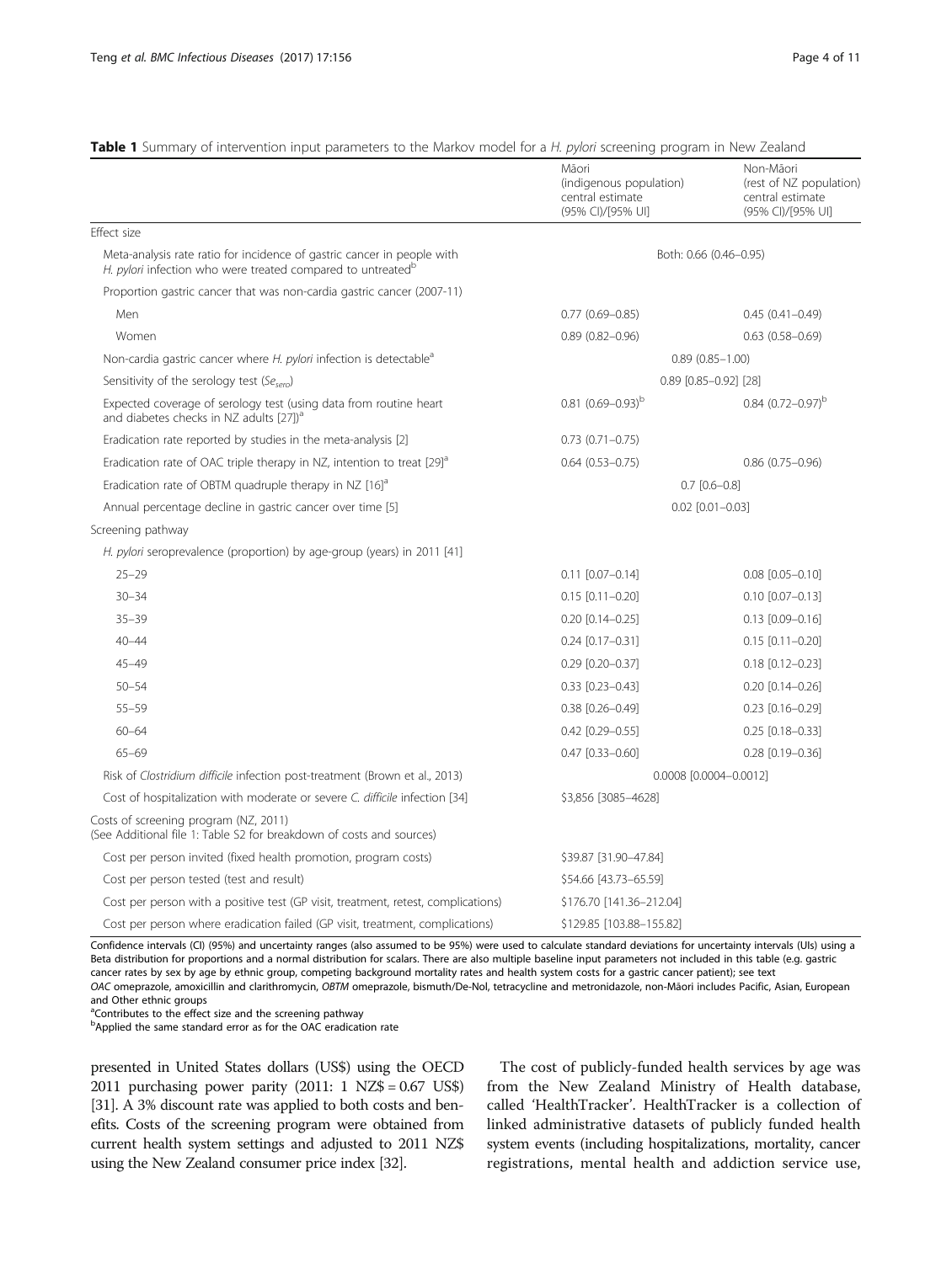**Table 1** Summary of intervention input parameters to the Markov model for a *H. pylori* screening program in New Zealand

| | Māori (indigenous population) central estimate (95% CI)/[95% UI] | Non-Māori (rest of NZ population) central estimate (95% CI)/[95% UI] |
|---|---|---|
| Effect size | | |
| Meta-analysis rate ratio for incidence of gastric cancer in people with *H. pylori* infection who were treated compared to untreated[b] | Both: 0.66 (0.46–0.95) | |
| Proportion gastric cancer that was non-cardia gastric cancer (2007-11) | | |
| Men | 0.77 (0.69–0.85) | 0.45 (0.41–0.49) |
| Women | 0.89 (0.82–0.96) | 0.63 (0.58–0.69) |
| Non-cardia gastric cancer where *H. pylori* infection is detectable[a] | 0.89 (0.85–1.00) | |
| Sensitivity of the serology test ($Se_{sero}$) | 0.89 [0.85–0.92] [28] | |
| Expected coverage of serology test (using data from routine heart and diabetes checks in NZ adults [27])[a] | 0.81 (0.69–0.93)[b] | 0.84 (0.72–0.97)[b] |
| Eradication rate reported by studies in the meta-analysis [2] | 0.73 (0.71–0.75) | |
| Eradication rate of OAC triple therapy in NZ, intention to treat [29][a] | 0.64 (0.53–0.75) | 0.86 (0.75–0.96) |
| Eradication rate of OBTM quadruple therapy in NZ [16][a] | 0.7 [0.6–0.8] | |
| Annual percentage decline in gastric cancer over time [5] | 0.02 [0.01–0.03] | |
| Screening pathway | | |
| *H. pylori* seroprevalence (proportion) by age-group (years) in 2011 [41] | | |
| 25–29 | 0.11 [0.07–0.14] | 0.08 [0.05–0.10] |
| 30–34 | 0.15 [0.11–0.20] | 0.10 [0.07–0.13] |
| 35–39 | 0.20 [0.14–0.25] | 0.13 [0.09–0.16] |
| 40–44 | 0.24 [0.17–0.31] | 0.15 [0.11–0.20] |
| 45–49 | 0.29 [0.20–0.37] | 0.18 [0.12–0.23] |
| 50–54 | 0.33 [0.23–0.43] | 0.20 [0.14–0.26] |
| 55–59 | 0.38 [0.26–0.49] | 0.23 [0.16–0.29] |
| 60–64 | 0.42 [0.29–0.55] | 0.25 [0.18–0.33] |
| 65–69 | 0.47 [0.33–0.60] | 0.28 [0.19–0.36] |
| Risk of *Clostridium difficile* infection post-treatment (Brown et al., 2013) | 0.0008 [0.0004–0.0012] | |
| Cost of hospitalization with moderate or severe *C. difficile* infection [34] | $3,856 [3085–4628] | |
| Costs of screening program (NZ, 2011) (See Additional file 1: Table S2 for breakdown of costs and sources) | | |
| Cost per person invited (fixed health promotion, program costs) | $39.87 [31.90–47.84] | |
| Cost per person tested (test and result) | $54.66 [43.73–65.59] | |
| Cost per person with a positive test (GP visit, treatment, retest, complications) | $176.70 [141.36–212.04] | |
| Cost per person where eradication failed (GP visit, treatment, complications) | $129.85 [103.88–155.82] | |

Confidence intervals (CI) (95%) and uncertainty ranges (also assumed to be 95%) were used to calculate standard deviations for uncertainty intervals (UIs) using a Beta distribution for proportions and a normal distribution for scalars. There are also multiple baseline input parameters not included in this table (e.g. gastric cancer rates by sex by age by ethnic group, competing background mortality rates and health system costs for a gastric cancer patient); see text
*OAC* omeprazole, amoxicillin and clarithromycin, *OBTM* omeprazole, bismuth/De-Nol, tetracycline and metronidazole, non-Māori includes Pacific, Asian, European and Other ethnic groups
[a]Contributes to the effect size and the screening pathway
[b]Applied the same standard error as for the OAC eradication rate

presented in United States dollars (US$) using the OECD 2011 purchasing power parity (2011: 1 NZ$ = 0.67 US$) [31]. A 3% discount rate was applied to both costs and benefits. Costs of the screening program were obtained from current health system settings and adjusted to 2011 NZ$ using the New Zealand consumer price index [32].

The cost of publicly-funded health services by age was from the New Zealand Ministry of Health database, called 'HealthTracker'. HealthTracker is a collection of linked administrative datasets of publicly funded health system events (including hospitalizations, mortality, cancer registrations, mental health and addiction service use,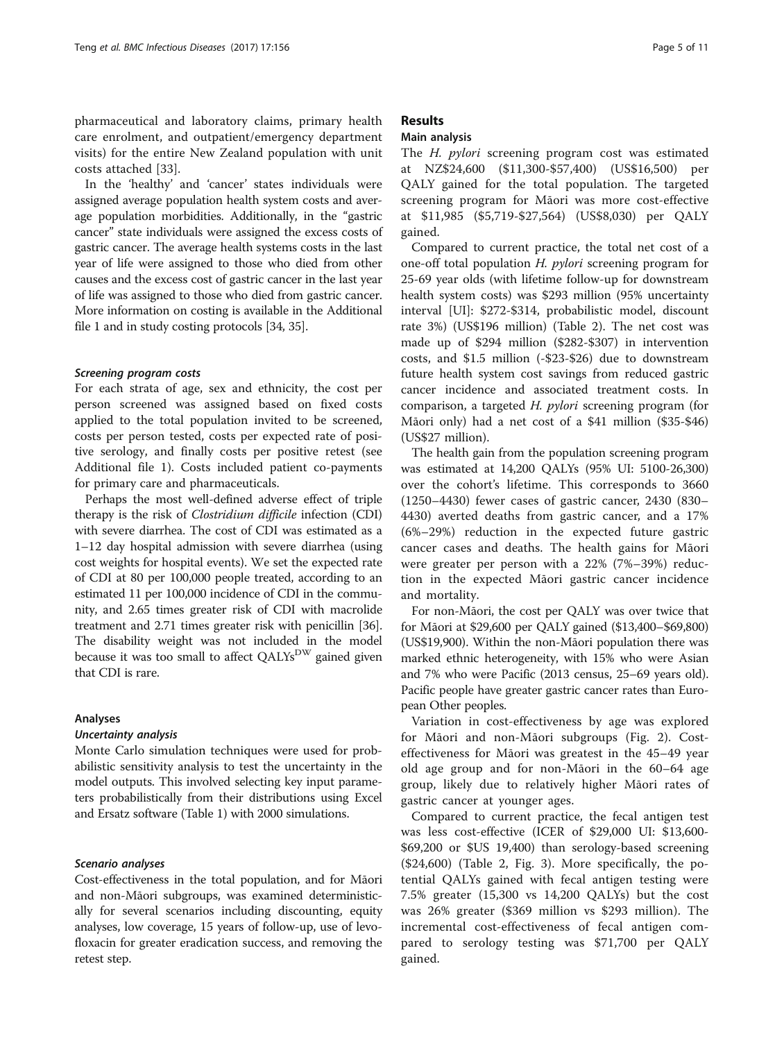pharmaceutical and laboratory claims, primary health care enrolment, and outpatient/emergency department visits) for the entire New Zealand population with unit costs attached [33].

In the 'healthy' and 'cancer' states individuals were assigned average population health system costs and average population morbidities. Additionally, in the "gastric cancer" state individuals were assigned the excess costs of gastric cancer. The average health systems costs in the last year of life were assigned to those who died from other causes and the excess cost of gastric cancer in the last year of life was assigned to those who died from gastric cancer. More information on costing is available in the Additional file 1 and in study costing protocols [34, 35].

#### *Screening program costs*

For each strata of age, sex and ethnicity, the cost per person screened was assigned based on fixed costs applied to the total population invited to be screened, costs per person tested, costs per expected rate of positive serology, and finally costs per positive retest (see Additional file 1). Costs included patient co-payments for primary care and pharmaceuticals.

Perhaps the most well-defined adverse effect of triple therapy is the risk of *Clostridium difficile* infection (CDI) with severe diarrhea. The cost of CDI was estimated as a 1–12 day hospital admission with severe diarrhea (using cost weights for hospital events). We set the expected rate of CDI at 80 per 100,000 people treated, according to an estimated 11 per 100,000 incidence of CDI in the community, and 2.65 times greater risk of CDI with macrolide treatment and 2.71 times greater risk with penicillin [36]. The disability weight was not included in the model because it was too small to affect $\text{QALYs}^{\text{DW}}$ gained given that CDI is rare.

### Analyses

#### *Uncertainty analysis*

Monte Carlo simulation techniques were used for probabilistic sensitivity analysis to test the uncertainty in the model outputs. This involved selecting key input parameters probabilistically from their distributions using Excel and Ersatz software (Table 1) with 2000 simulations.

#### *Scenario analyses*

Cost-effectiveness in the total population, and for Māori and non-Māori subgroups, was examined deterministically for several scenarios including discounting, equity analyses, low coverage, 15 years of follow-up, use of levofloxacin for greater eradication success, and removing the retest step.

## Results

### Main analysis

The *H. pylori* screening program cost was estimated at NZ$24,600 ($11,300-$57,400) (US$16,500) per QALY gained for the total population. The targeted screening program for Māori was more cost-effective at $11,985 ($5,719-$27,564) (US$8,030) per QALY gained.

Compared to current practice, the total net cost of a one-off total population *H. pylori* screening program for 25-69 year olds (with lifetime follow-up for downstream health system costs) was $293 million (95% uncertainty interval [UI]: $272-$314, probabilistic model, discount rate 3%) (US$196 million) (Table 2). The net cost was made up of $294 million ($282-$307) in intervention costs, and $1.5 million (-$23-$26) due to downstream future health system cost savings from reduced gastric cancer incidence and associated treatment costs. In comparison, a targeted *H. pylori* screening program (for Māori only) had a net cost of a $41 million ($35-$46) (US$27 million).

The health gain from the population screening program was estimated at 14,200 QALYs (95% UI: 5100-26,300) over the cohort's lifetime. This corresponds to 3660 (1250–4430) fewer cases of gastric cancer, 2430 (830–4430) averted deaths from gastric cancer, and a 17% (6%–29%) reduction in the expected future gastric cancer cases and deaths. The health gains for Māori were greater per person with a 22% (7%–39%) reduction in the expected Māori gastric cancer incidence and mortality.

For non-Māori, the cost per QALY was over twice that for Māori at $29,600 per QALY gained ($13,400–$69,800) (US$19,900). Within the non-Māori population there was marked ethnic heterogeneity, with 15% who were Asian and 7% who were Pacific (2013 census, 25–69 years old). Pacific people have greater gastric cancer rates than European Other peoples.

Variation in cost-effectiveness by age was explored for Māori and non-Māori subgroups (Fig. 2). Cost-effectiveness for Māori was greatest in the 45–49 year old age group and for non-Māori in the 60–64 age group, likely due to relatively higher Māori rates of gastric cancer at younger ages.

Compared to current practice, the fecal antigen test was less cost-effective (ICER of $29,000 UI: $13,600-$69,200 or $US 19,400) than serology-based screening ($24,600) (Table 2, Fig. 3). More specifically, the potential QALYs gained with fecal antigen testing were 7.5% greater (15,300 vs 14,200 QALYs) but the cost was 26% greater ($369 million vs $293 million). The incremental cost-effectiveness of fecal antigen compared to serology testing was $71,700 per QALY gained.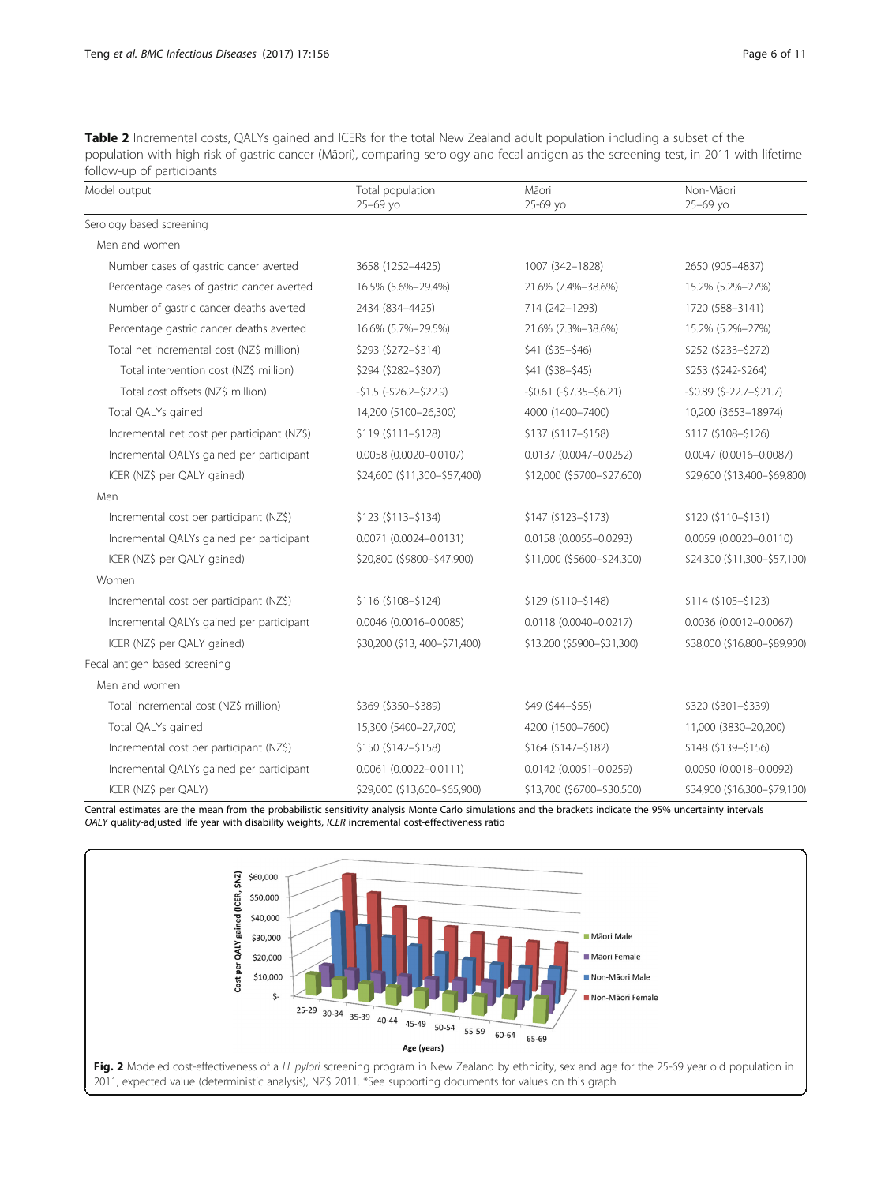**Table 2** Incremental costs, QALYs gained and ICERs for the total New Zealand adult population including a subset of the population with high risk of gastric cancer (Māori), comparing serology and fecal antigen as the screening test, in 2011 with lifetime follow-up of participants

| Model output | Total population 25–69 yo | Māori 25-69 yo | Non-Māori 25–69 yo |
|---|---|---|---|
| Serology based screening | | | |
| Men and women | | | |
| Number cases of gastric cancer averted | 3658 (1252–4425) | 1007 (342–1828) | 2650 (905–4837) |
| Percentage cases of gastric cancer averted | 16.5% (5.6%–29.4%) | 21.6% (7.4%–38.6%) | 15.2% (5.2%–27%) |
| Number of gastric cancer deaths averted | 2434 (834–4425) | 714 (242–1293) | 1720 (588–3141) |
| Percentage gastric cancer deaths averted | 16.6% (5.7%–29.5%) | 21.6% (7.3%–38.6%) | 15.2% (5.2%–27%) |
| Total net incremental cost (NZ$ million) | $293 ($272–$314) | $41 ($35–$46) | $252 ($233–$272) |
| Total intervention cost (NZ$ million) | $294 ($282–$307) | $41 ($38–$45) | $253 ($242-$264) |
| Total cost offsets (NZ$ million) | -$1.5 (-$26.2–$22.9) | -$0.61 (-$7.35–$6.21) | -$0.89 ($-22.7–$21.7) |
| Total QALYs gained | 14,200 (5100–26,300) | 4000 (1400–7400) | 10,200 (3653–18974) |
| Incremental net cost per participant (NZ$) | $119 ($111–$128) | $137 ($117–$158) | $117 ($108–$126) |
| Incremental QALYs gained per participant | 0.0058 (0.0020–0.0107) | 0.0137 (0.0047–0.0252) | 0.0047 (0.0016–0.0087) |
| ICER (NZ$ per QALY gained) | $24,600 ($11,300–$57,400) | $12,000 ($5700–$27,600) | $29,600 ($13,400–$69,800) |
| Men | | | |
| Incremental cost per participant (NZ$) | $123 ($113–$134) | $147 ($123–$173) | $120 ($110–$131) |
| Incremental QALYs gained per participant | 0.0071 (0.0024–0.0131) | 0.0158 (0.0055–0.0293) | 0.0059 (0.0020–0.0110) |
| ICER (NZ$ per QALY gained) | $20,800 ($9800–$47,900) | $11,000 ($5600–$24,300) | $24,300 ($11,300–$57,100) |
| Women | | | |
| Incremental cost per participant (NZ$) | $116 ($108–$124) | $129 ($110–$148) | $114 ($105–$123) |
| Incremental QALYs gained per participant | 0.0046 (0.0016–0.0085) | 0.0118 (0.0040–0.0217) | 0.0036 (0.0012–0.0067) |
| ICER (NZ$ per QALY gained) | $30,200 ($13, 400–$71,400) | $13,200 ($5900–$31,300) | $38,000 ($16,800–$89,900) |
| Fecal antigen based screening | | | |
| Men and women | | | |
| Total incremental cost (NZ$ million) | $369 ($350–$389) | $49 ($44–$55) | $320 ($301–$339) |
| Total QALYs gained | 15,300 (5400–27,700) | 4200 (1500–7600) | 11,000 (3830–20,200) |
| Incremental cost per participant (NZ$) | $150 ($142–$158) | $164 ($147–$182) | $148 ($139–$156) |
| Incremental QALYs gained per participant | 0.0061 (0.0022–0.0111) | 0.0142 (0.0051–0.0259) | 0.0050 (0.0018–0.0092) |
| ICER (NZ$ per QALY) | $29,000 ($13,600–$65,900) | $13,700 ($6700–$30,500) | $34,900 ($16,300–$79,100) |

Central estimates are the mean from the probabilistic sensitivity analysis Monte Carlo simulations and the brackets indicate the 95% uncertainty intervals
*QALY* quality-adjusted life year with disability weights, *ICER* incremental cost-effectiveness ratio

**Fig. 2** Modeled cost-effectiveness of a *H. pylori* screening program in New Zealand by ethnicity, sex and age for the 25-69 year old population in 2011, expected value (deterministic analysis), NZ$ 2011. *See supporting documents for values on this graph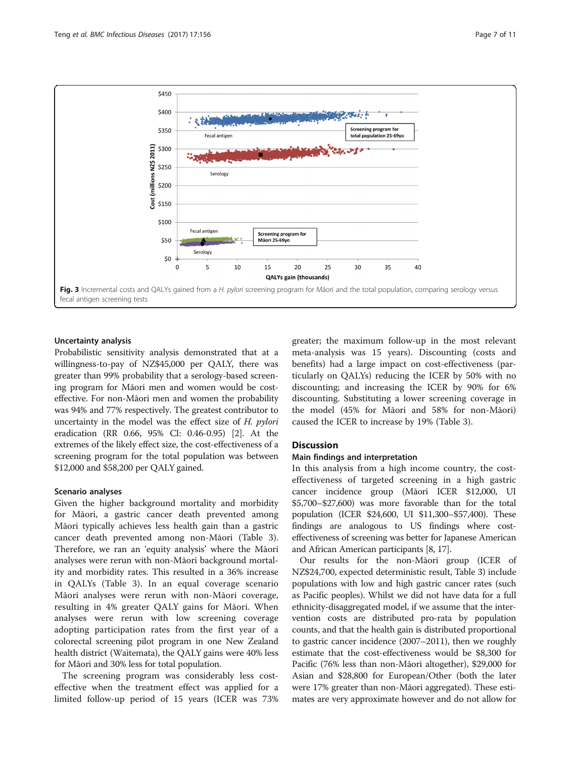Fig. 3 Incremental costs and QALYs gained from a *H. pylori* screening program for Māori and the total population, comparing serology versus fecal antigen screening tests

### Uncertainty analysis

Probabilistic sensitivity analysis demonstrated that at a willingness-to-pay of NZ$45,000 per QALY, there was greater than 99% probability that a serology-based screening program for Māori men and women would be cost-effective. For non-Māori men and women the probability was 94% and 77% respectively. The greatest contributor to uncertainty in the model was the effect size of *H. pylori* eradication (RR 0.66, 95% CI: 0.46-0.95) [2]. At the extremes of the likely effect size, the cost-effectiveness of a screening program for the total population was between $12,000 and $58,200 per QALY gained.

### Scenario analyses

Given the higher background mortality and morbidity for Māori, a gastric cancer death prevented among Māori typically achieves less health gain than a gastric cancer death prevented among non-Māori (Table 3). Therefore, we ran an 'equity analysis' where the Māori analyses were rerun with non-Māori background mortality and morbidity rates. This resulted in a 36% increase in QALYs (Table 3). In an equal coverage scenario Māori analyses were rerun with non-Māori coverage, resulting in 4% greater QALY gains for Māori. When analyses were rerun with low screening coverage adopting participation rates from the first year of a colorectal screening pilot program in one New Zealand health district (Waitemata), the QALY gains were 40% less for Māori and 30% less for total population.

The screening program was considerably less cost-effective when the treatment effect was applied for a limited follow-up period of 15 years (ICER was 73% greater; the maximum follow-up in the most relevant meta-analysis was 15 years). Discounting (costs and benefits) had a large impact on cost-effectiveness (particularly on QALYs) reducing the ICER by 50% with no discounting; and increasing the ICER by 90% for 6% discounting. Substituting a lower screening coverage in the model (45% for Māori and 58% for non-Māori) caused the ICER to increase by 19% (Table 3).

## Discussion

### Main findings and interpretation

In this analysis from a high income country, the cost-effectiveness of targeted screening in a high gastric cancer incidence group (Māori ICER $12,000, UI $5,700–$27,600) was more favorable than for the total population (ICER $24,600, UI $11,300–$57,400). These findings are analogous to US findings where cost-effectiveness of screening was better for Japanese American and African American participants [8, 17].

Our results for the non-Māori group (ICER of NZ$24,700, expected deterministic result, Table 3) include populations with low and high gastric cancer rates (such as Pacific peoples). Whilst we did not have data for a full ethnicity-disaggregated model, if we assume that the intervention costs are distributed pro-rata by population counts, and that the health gain is distributed proportional to gastric cancer incidence (2007–2011), then we roughly estimate that the cost-effectiveness would be $8,300 for Pacific (76% less than non-Māori altogether), $29,000 for Asian and $28,800 for European/Other (both the later were 17% greater than non-Māori aggregated). These estimates are very approximate however and do not allow for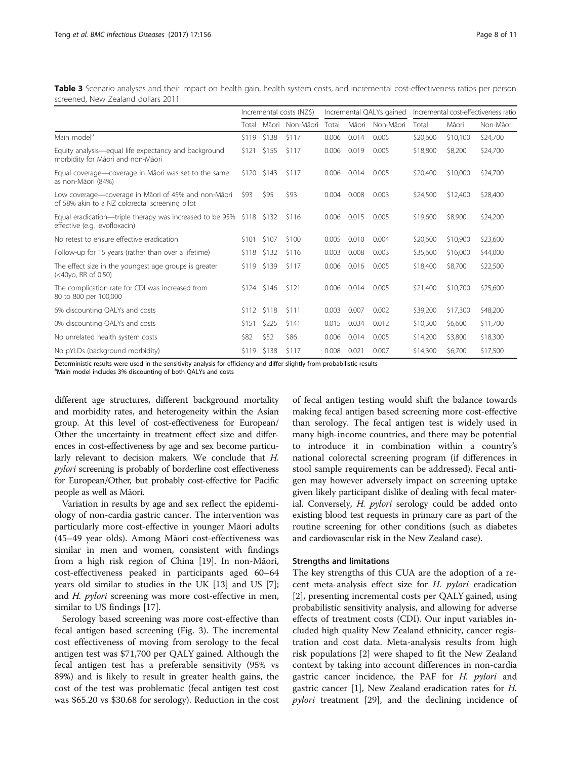**Table 3** Scenario analyses and their impact on health gain, health system costs, and incremental cost-effectiveness ratios per person screened, New Zealand dollars 2011

| | Incremental costs (NZ$) | | | Incremental QALYs gained | | | Incremental cost-effectiveness ratio | | |
|---|---|---|---|---|---|---|---|---|---|
| | Total | Māori | Non-Māori | Total | Māori | Non-Māori | Total | Māori | Non-Māori |
| Main model[a] | $119 | $138 | $117 | 0.006 | 0.014 | 0.005 | $20,600 | $10,100 | $24,700 |
| Equity analysis—equal life expectancy and background morbidity for Māori and non-Māori | $121 | $155 | $117 | 0.006 | 0.019 | 0.005 | $18,800 | $8,200 | $24,700 |
| Equal coverage—coverage in Māori was set to the same as non-Māori (84%) | $120 | $143 | $117 | 0.006 | 0.014 | 0.005 | $20,400 | $10,000 | $24,700 |
| Low coverage—coverage in Māori of 45% and non-Māori of 58% akin to a NZ colorectal screening pilot | $93 | $95 | $93 | 0.004 | 0.008 | 0.003 | $24,500 | $12,400 | $28,400 |
| Equal eradication—triple therapy was increased to be 95% effective (e.g. levofloxacin) | $118 | $132 | $116 | 0.006 | 0.015 | 0.005 | $19,600 | $8,900 | $24,200 |
| No retest to ensure effective eradication | $101 | $107 | $100 | 0.005 | 0.010 | 0.004 | $20,600 | $10,900 | $23,600 |
| Follow-up for 15 years (rather than over a lifetime) | $118 | $132 | $116 | 0.003 | 0.008 | 0.003 | $35,600 | $16,000 | $44,000 |
| The effect size in the youngest age groups is greater (<40yo, RR of 0.50) | $119 | $139 | $117 | 0.006 | 0.016 | 0.005 | $18,400 | $8,700 | $22,500 |
| The complication rate for CDI was increased from 80 to 800 per 100,000 | $124 | $146 | $121 | 0.006 | 0.014 | 0.005 | $21,400 | $10,700 | $25,600 |
| 6% discounting QALYs and costs | $112 | $118 | $111 | 0.003 | 0.007 | 0.002 | $39,200 | $17,300 | $48,200 |
| 0% discounting QALYs and costs | $151 | $225 | $141 | 0.015 | 0.034 | 0.012 | $10,300 | $6,600 | $11,700 |
| No unrelated health system costs | $82 | $52 | $86 | 0.006 | 0.014 | 0.005 | $14,200 | $3,800 | $18,300 |
| No pYLDs (background morbidity) | $119 | $138 | $117 | 0.008 | 0.021 | 0.007 | $14,300 | $6,700 | $17,500 |

Deterministic results were used in the sensitivity analysis for efficiency and differ slightly from probabilistic results
[a]Main model includes 3% discounting of both QALYs and costs

different age structures, different background mortality and morbidity rates, and heterogeneity within the Asian group. At this level of cost-effectiveness for European/Other the uncertainty in treatment effect size and differences in cost-effectiveness by age and sex become particularly relevant to decision makers. We conclude that *H. pylori* screening is probably of borderline cost effectiveness for European/Other, but probably cost-effective for Pacific people as well as Māori.

Variation in results by age and sex reflect the epidemiology of non-cardia gastric cancer. The intervention was particularly more cost-effective in younger Māori adults (45–49 year olds). Among Māori cost-effectiveness was similar in men and women, consistent with findings from a high risk region of China [19]. In non-Māori, cost-effectiveness peaked in participants aged 60–64 years old similar to studies in the UK [13] and US [7]; and *H. pylori* screening was more cost-effective in men, similar to US findings [17].

Serology based screening was more cost-effective than fecal antigen based screening (Fig. 3). The incremental cost effectiveness of moving from serology to the fecal antigen test was $71,700 per QALY gained. Although the fecal antigen test has a preferable sensitivity (95% vs 89%) and is likely to result in greater health gains, the cost of the test was problematic (fecal antigen test cost was $65.20 vs $30.68 for serology). Reduction in the cost of fecal antigen testing would shift the balance towards making fecal antigen based screening more cost-effective than serology. The fecal antigen test is widely used in many high-income countries, and there may be potential to introduce it in combination within a country's national colorectal screening program (if differences in stool sample requirements can be addressed). Fecal antigen may however adversely impact on screening uptake given likely participant dislike of dealing with fecal material. Conversely, *H. pylori* serology could be added onto existing blood test requests in primary care as part of the routine screening for other conditions (such as diabetes and cardiovascular risk in the New Zealand case).

### Strengths and limitations

The key strengths of this CUA are the adoption of a recent meta-analysis effect size for *H. pylori* eradication [2], presenting incremental costs per QALY gained, using probabilistic sensitivity analysis, and allowing for adverse effects of treatment costs (CDI). Our input variables included high quality New Zealand ethnicity, cancer registration and cost data. Meta-analysis results from high risk populations [2] were shaped to fit the New Zealand context by taking into account differences in non-cardia gastric cancer incidence, the PAF for *H. pylori* and gastric cancer [1], New Zealand eradication rates for *H. pylori* treatment [29], and the declining incidence of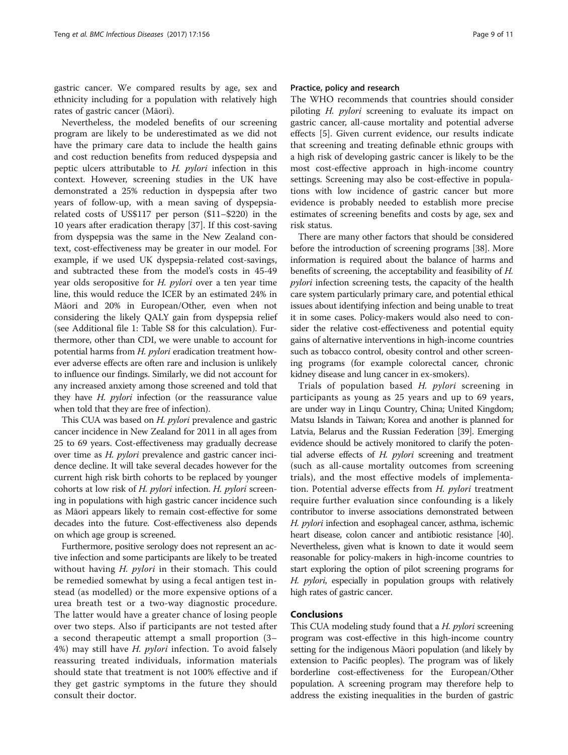gastric cancer. We compared results by age, sex and ethnicity including for a population with relatively high rates of gastric cancer (Māori).

Nevertheless, the modeled benefits of our screening program are likely to be underestimated as we did not have the primary care data to include the health gains and cost reduction benefits from reduced dyspepsia and peptic ulcers attributable to *H. pylori* infection in this context. However, screening studies in the UK have demonstrated a 25% reduction in dyspepsia after two years of follow-up, with a mean saving of dyspepsia-related costs of US$117 per person ($11–$220) in the 10 years after eradication therapy [37]. If this cost-saving from dyspepsia was the same in the New Zealand context, cost-effectiveness may be greater in our model. For example, if we used UK dyspepsia-related cost-savings, and subtracted these from the model's costs in 45-49 year olds seropositive for *H. pylori* over a ten year time line, this would reduce the ICER by an estimated 24% in Māori and 20% in European/Other, even when not considering the likely QALY gain from dyspepsia relief (see Additional file 1: Table S8 for this calculation). Furthermore, other than CDI, we were unable to account for potential harms from *H. pylori* eradication treatment however adverse effects are often rare and inclusion is unlikely to influence our findings. Similarly, we did not account for any increased anxiety among those screened and told that they have *H. pylori* infection (or the reassurance value when told that they are free of infection).

This CUA was based on *H. pylori* prevalence and gastric cancer incidence in New Zealand for 2011 in all ages from 25 to 69 years. Cost-effectiveness may gradually decrease over time as *H. pylori* prevalence and gastric cancer incidence decline. It will take several decades however for the current high risk birth cohorts to be replaced by younger cohorts at low risk of *H. pylori* infection. *H. pylori* screening in populations with high gastric cancer incidence such as Māori appears likely to remain cost-effective for some decades into the future. Cost-effectiveness also depends on which age group is screened.

Furthermore, positive serology does not represent an active infection and some participants are likely to be treated without having *H. pylori* in their stomach. This could be remedied somewhat by using a fecal antigen test instead (as modelled) or the more expensive options of a urea breath test or a two-way diagnostic procedure. The latter would have a greater chance of losing people over two steps. Also if participants are not tested after a second therapeutic attempt a small proportion (3–4%) may still have *H. pylori* infection. To avoid falsely reassuring treated individuals, information materials should state that treatment is not 100% effective and if they get gastric symptoms in the future they should consult their doctor.

#### Practice, policy and research

The WHO recommends that countries should consider piloting *H. pylori* screening to evaluate its impact on gastric cancer, all-cause mortality and potential adverse effects [5]. Given current evidence, our results indicate that screening and treating definable ethnic groups with a high risk of developing gastric cancer is likely to be the most cost-effective approach in high-income country settings. Screening may also be cost-effective in populations with low incidence of gastric cancer but more evidence is probably needed to establish more precise estimates of screening benefits and costs by age, sex and risk status.

There are many other factors that should be considered before the introduction of screening programs [38]. More information is required about the balance of harms and benefits of screening, the acceptability and feasibility of *H. pylori* infection screening tests, the capacity of the health care system particularly primary care, and potential ethical issues about identifying infection and being unable to treat it in some cases. Policy-makers would also need to consider the relative cost-effectiveness and potential equity gains of alternative interventions in high-income countries such as tobacco control, obesity control and other screening programs (for example colorectal cancer, chronic kidney disease and lung cancer in ex-smokers).

Trials of population based *H. pylori* screening in participants as young as 25 years and up to 69 years, are under way in Linqu Country, China; United Kingdom; Matsu Islands in Taiwan; Korea and another is planned for Latvia, Belarus and the Russian Federation [39]. Emerging evidence should be actively monitored to clarify the potential adverse effects of *H. pylori* screening and treatment (such as all-cause mortality outcomes from screening trials), and the most effective models of implementation. Potential adverse effects from *H. pylori* treatment require further evaluation since confounding is a likely contributor to inverse associations demonstrated between *H. pylori* infection and esophageal cancer, asthma, ischemic heart disease, colon cancer and antibiotic resistance [40]. Nevertheless, given what is known to date it would seem reasonable for policy-makers in high-income countries to start exploring the option of pilot screening programs for *H. pylori*, especially in population groups with relatively high rates of gastric cancer.

## Conclusions

This CUA modeling study found that a *H. pylori* screening program was cost-effective in this high-income country setting for the indigenous Māori population (and likely by extension to Pacific peoples). The program was of likely borderline cost-effectiveness for the European/Other population. A screening program may therefore help to address the existing inequalities in the burden of gastric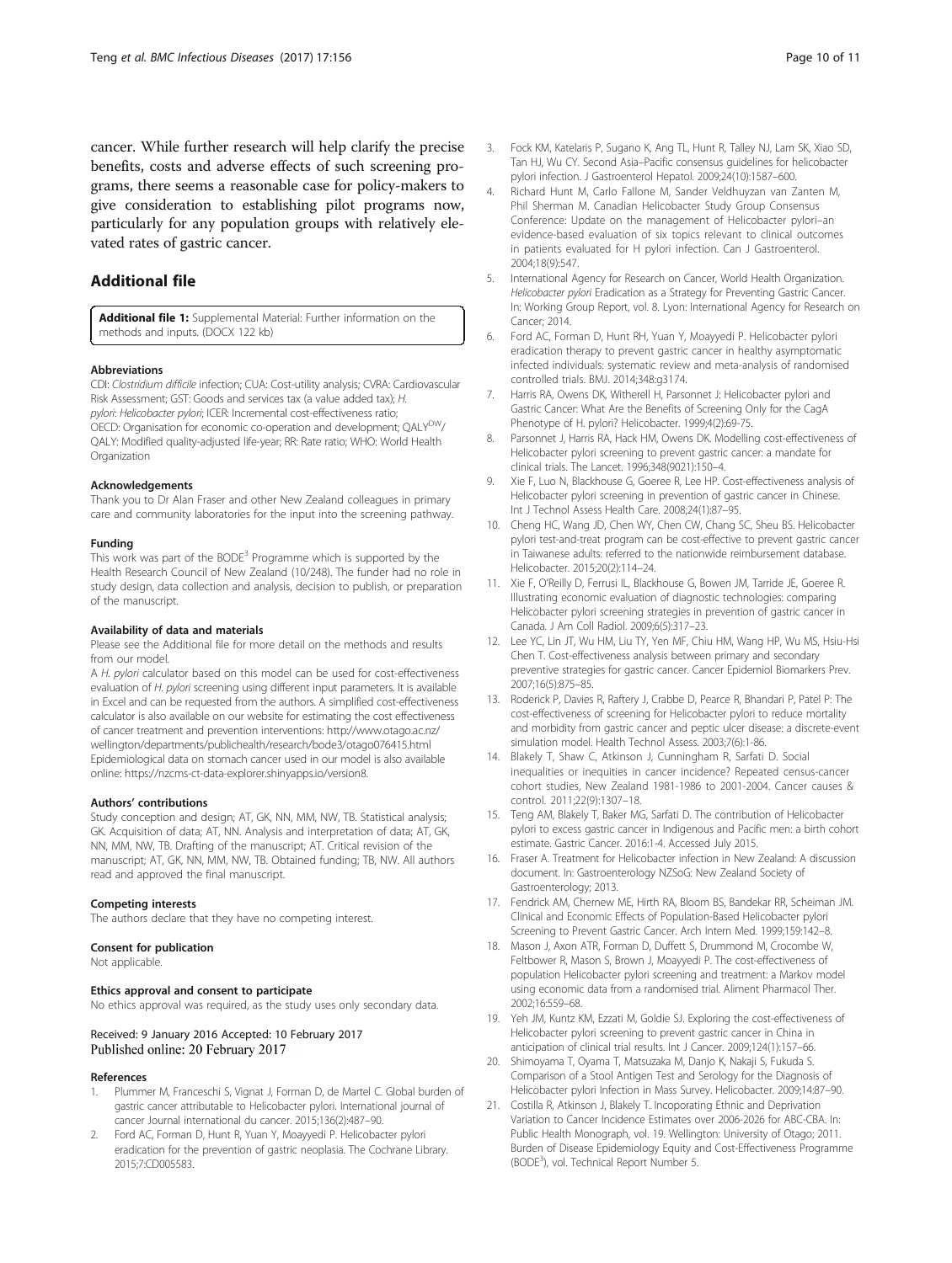cancer. While further research will help clarify the precise benefits, costs and adverse effects of such screening programs, there seems a reasonable case for policy-makers to give consideration to establishing pilot programs now, particularly for any population groups with relatively elevated rates of gastric cancer.

## Additional file

**Additional file 1:** Supplemental Material: Further information on the methods and inputs. (DOCX 122 kb)

#### Abbreviations

CDI: *Clostridium difficile* infection; CUA: Cost-utility analysis; CVRA: Cardiovascular Risk Assessment; GST: Goods and services tax (a value added tax); *H. pylori*: *Helicobacter pylori*; ICER: Incremental cost-effectiveness ratio; OECD: Organisation for economic co-operation and development; $QALY^{DW}$/ QALY: Modified quality-adjusted life-year; RR: Rate ratio; WHO: World Health Organization

#### Acknowledgements

Thank you to Dr Alan Fraser and other New Zealand colleagues in primary care and community laboratories for the input into the screening pathway.

#### Funding

This work was part of the $BODE^3$ Programme which is supported by the Health Research Council of New Zealand (10/248). The funder had no role in study design, data collection and analysis, decision to publish, or preparation of the manuscript.

#### Availability of data and materials

Please see the Additional file for more detail on the methods and results from our model.

A *H. pylori* calculator based on this model can be used for cost-effectiveness evaluation of *H. pylori* screening using different input parameters. It is available in Excel and can be requested from the authors. A simplified cost-effectiveness calculator is also available on our website for estimating the cost effectiveness of cancer treatment and prevention interventions: http://www.otago.ac.nz/wellington/departments/publichealth/research/bode3/otago076415.html Epidemiological data on stomach cancer used in our model is also available online: https://nzcms-ct-data-explorer.shinyapps.io/version8.

#### Authors' contributions

Study conception and design; AT, GK, NN, MM, NW, TB. Statistical analysis; GK. Acquisition of data; AT, NN. Analysis and interpretation of data; AT, GK, NN, MM, NW, TB. Drafting of the manuscript; AT. Critical revision of the manuscript; AT, GK, NN, MM, NW, TB. Obtained funding; TB, NW. All authors read and approved the final manuscript.

#### Competing interests

The authors declare that they have no competing interest.

#### Consent for publication

Not applicable.

#### Ethics approval and consent to participate

No ethics approval was required, as the study uses only secondary data.

Received: 9 January 2016 Accepted: 10 February 2017
Published online: 20 February 2017

#### References

1. Plummer M, Franceschi S, Vignat J, Forman D, de Martel C. Global burden of gastric cancer attributable to Helicobacter pylori. International journal of cancer Journal international du cancer. 2015;136(2):487–90.
2. Ford AC, Forman D, Hunt R, Yuan Y, Moayyedi P. Helicobacter pylori eradication for the prevention of gastric neoplasia. The Cochrane Library. 2015;7:CD005583.
3. Fock KM, Katelaris P, Sugano K, Ang TL, Hunt R, Talley NJ, Lam SK, Xiao SD, Tan HJ, Wu CY. Second Asia–Pacific consensus guidelines for helicobacter pylori infection. J Gastroenterol Hepatol. 2009;24(10):1587–600.
4. Richard Hunt M, Carlo Fallone M, Sander Veldhuyzan van Zanten M, Phil Sherman M. Canadian Helicobacter Study Group Consensus Conference: Update on the management of Helicobacter pylori–an evidence-based evaluation of six topics relevant to clinical outcomes in patients evaluated for H pylori infection. Can J Gastroenterol. 2004;18(9):547.
5. International Agency for Research on Cancer, World Health Organization. *Helicobacter pylori* Eradication as a Strategy for Preventing Gastric Cancer. In: Working Group Report, vol. 8. Lyon: International Agency for Research on Cancer; 2014.
6. Ford AC, Forman D, Hunt RH, Yuan Y, Moayyedi P. Helicobacter pylori eradication therapy to prevent gastric cancer in healthy asymptomatic infected individuals: systematic review and meta-analysis of randomised controlled trials. BMJ. 2014;348:g3174.
7. Harris RA, Owens DK, Witherell H, Parsonnet J: Helicobacter pylori and Gastric Cancer: What Are the Benefits of Screening Only for the CagA Phenotype of H. pylori? Helicobacter. 1999;4(2):69-75.
8. Parsonnet J, Harris RA, Hack HM, Owens DK. Modelling cost-effectiveness of Helicobacter pylori screening to prevent gastric cancer: a mandate for clinical trials. The Lancet. 1996;348(9021):150–4.
9. Xie F, Luo N, Blackhouse G, Goeree R, Lee HP. Cost-effectiveness analysis of Helicobacter pylori screening in prevention of gastric cancer in Chinese. Int J Technol Assess Health Care. 2008;24(1):87–95.
10. Cheng HC, Wang JD, Chen WY, Chen CW, Chang SC, Sheu BS. Helicobacter pylori test-and-treat program can be cost-effective to prevent gastric cancer in Taiwanese adults: referred to the nationwide reimbursement database. Helicobacter. 2015;20(2):114–24.
11. Xie F, O'Reilly D, Ferrusi IL, Blackhouse G, Bowen JM, Tarride JE, Goeree R. Illustrating economic evaluation of diagnostic technologies: comparing Helicobacter pylori screening strategies in prevention of gastric cancer in Canada. J Am Coll Radiol. 2009;6(5):317–23.
12. Lee YC, Lin JT, Wu HM, Liu TY, Yen MF, Chiu HM, Wang HP, Wu MS, Hsiu-Hsi Chen T. Cost-effectiveness analysis between primary and secondary preventive strategies for gastric cancer. Cancer Epidemiol Biomarkers Prev. 2007;16(5):875–85.
13. Roderick P, Davies R, Raftery J, Crabbe D, Pearce R, Bhandari P, Patel P: The cost-effectiveness of screening for Helicobacter pylori to reduce mortality and morbidity from gastric cancer and peptic ulcer disease: a discrete-event simulation model. Health Technol Assess. 2003;7(6):1-86.
14. Blakely T, Shaw C, Atkinson J, Cunningham R, Sarfati D. Social inequalities or inequities in cancer incidence? Repeated census-cancer cohort studies, New Zealand 1981-1986 to 2001-2004. Cancer causes & control. 2011;22(9):1307–18.
15. Teng AM, Blakely T, Baker MG, Sarfati D. The contribution of Helicobacter pylori to excess gastric cancer in Indigenous and Pacific men: a birth cohort estimate. Gastric Cancer. 2016:1-4. Accessed July 2015.
16. Fraser A. Treatment for Helicobacter infection in New Zealand: A discussion document. In: Gastroenterology NZSoG: New Zealand Society of Gastroenterology; 2013.
17. Fendrick AM, Chernew ME, Hirth RA, Bloom BS, Bandekar RR, Scheiman JM. Clinical and Economic Effects of Population-Based Helicobacter pylori Screening to Prevent Gastric Cancer. Arch Intern Med. 1999;159:142–8.
18. Mason J, Axon ATR, Forman D, Duffett S, Drummond M, Crocombe W, Feltbower R, Mason S, Brown J, Moayyedi P. The cost-effectiveness of population Helicobacter pylori screening and treatment: a Markov model using economic data from a randomised trial. Aliment Pharmacol Ther. 2002;16:559–68.
19. Yeh JM, Kuntz KM, Ezzati M, Goldie SJ. Exploring the cost-effectiveness of Helicobacter pylori screening to prevent gastric cancer in China in anticipation of clinical trial results. Int J Cancer. 2009;124(1):157–66.
20. Shimoyama T, Oyama T, Matsuzaka M, Danjo K, Nakaji S, Fukuda S. Comparison of a Stool Antigen Test and Serology for the Diagnosis of Helicobacter pylori Infection in Mass Survey. Helicobacter. 2009;14:87–90.
21. Costilla R, Atkinson J, Blakely T. Incoporating Ethnic and Deprivation Variation to Cancer Incidence Estimates over 2006-2026 for ABC-CBA. In: Public Health Monograph, vol. 19. Wellington: University of Otago; 2011. Burden of Disease Epidemiology Equity and Cost-Effectiveness Programme ($BODE^3$), vol. Technical Report Number 5.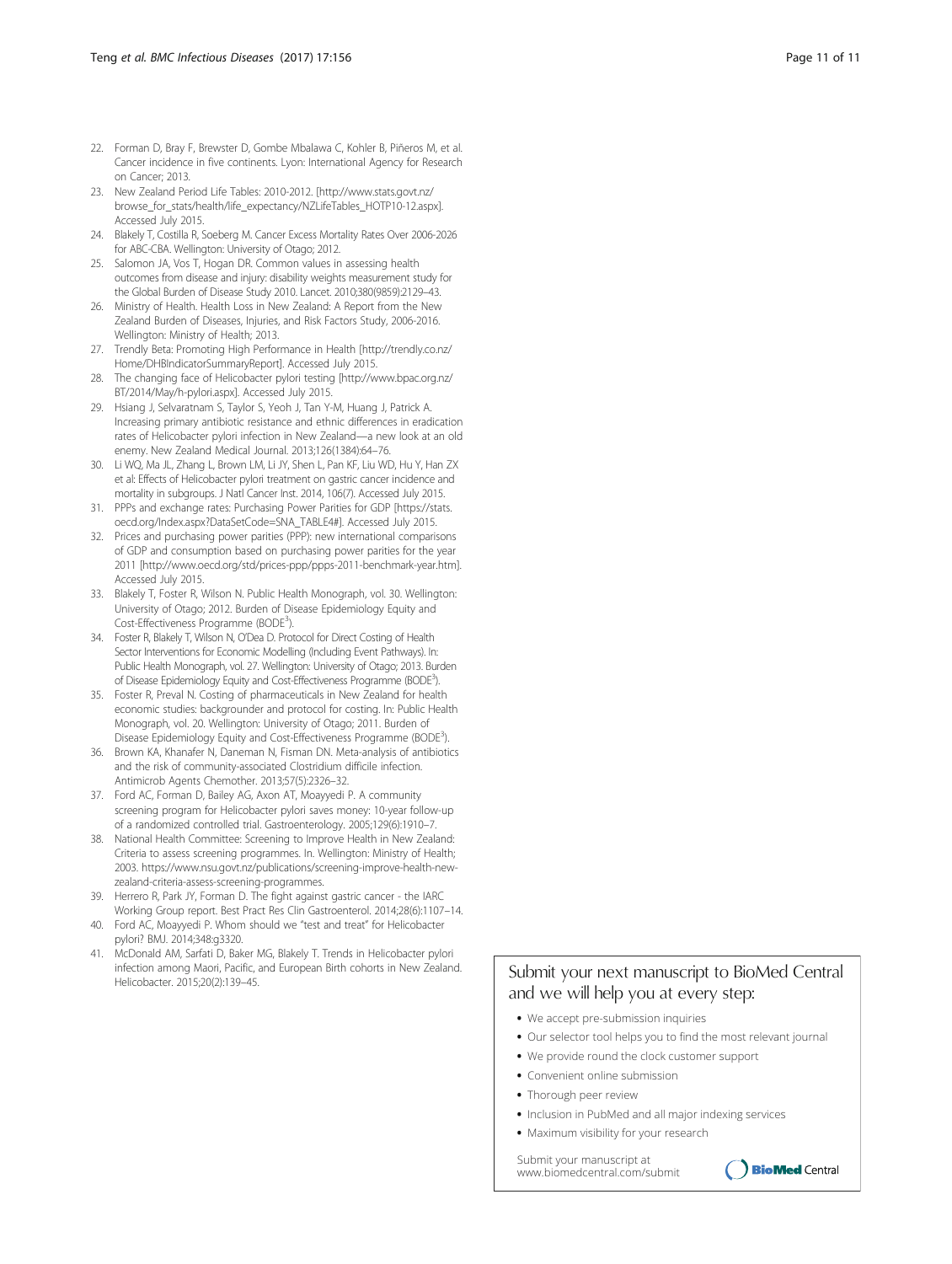22. Forman D, Bray F, Brewster D, Gombe Mbalawa C, Kohler B, Piñeros M, et al. Cancer incidence in five continents. Lyon: International Agency for Research on Cancer; 2013.
23. New Zealand Period Life Tables: 2010-2012. [http://www.stats.govt.nz/browse_for_stats/health/life_expectancy/NZLifeTables_HOTP10-12.aspx]. Accessed July 2015.
24. Blakely T, Costilla R, Soeberg M. Cancer Excess Mortality Rates Over 2006-2026 for ABC-CBA. Wellington: University of Otago; 2012.
25. Salomon JA, Vos T, Hogan DR. Common values in assessing health outcomes from disease and injury: disability weights measurement study for the Global Burden of Disease Study 2010. Lancet. 2010;380(9859):2129–43.
26. Ministry of Health. Health Loss in New Zealand: A Report from the New Zealand Burden of Diseases, Injuries, and Risk Factors Study, 2006-2016. Wellington: Ministry of Health; 2013.
27. Trendly Beta: Promoting High Performance in Health [http://trendly.co.nz/Home/DHBIndicatorSummaryReport]. Accessed July 2015.
28. The changing face of Helicobacter pylori testing [http://www.bpac.org.nz/BT/2014/May/h-pylori.aspx]. Accessed July 2015.
29. Hsiang J, Selvaratnam S, Taylor S, Yeoh J, Tan Y-M, Huang J, Patrick A. Increasing primary antibiotic resistance and ethnic differences in eradication rates of Helicobacter pylori infection in New Zealand—a new look at an old enemy. New Zealand Medical Journal. 2013;126(1384):64–76.
30. Li WQ, Ma JL, Zhang L, Brown LM, Li JY, Shen L, Pan KF, Liu WD, Hu Y, Han ZX et al: Effects of Helicobacter pylori treatment on gastric cancer incidence and mortality in subgroups. J Natl Cancer Inst. 2014, 106(7). Accessed July 2015.
31. PPPs and exchange rates: Purchasing Power Parities for GDP [https://stats.oecd.org/Index.aspx?DataSetCode=SNA_TABLE4#]. Accessed July 2015.
32. Prices and purchasing power parities (PPP): new international comparisons of GDP and consumption based on purchasing power parities for the year 2011 [http://www.oecd.org/std/prices-ppp/ppps-2011-benchmark-year.htm]. Accessed July 2015.
33. Blakely T, Foster R, Wilson N. Public Health Monograph, vol. 30. Wellington: University of Otago; 2012. Burden of Disease Epidemiology Equity and Cost-Effectiveness Programme (BODE$^3$).
34. Foster R, Blakely T, Wilson N, O'Dea D. Protocol for Direct Costing of Health Sector Interventions for Economic Modelling (Including Event Pathways). In: Public Health Monograph, vol. 27. Wellington: University of Otago; 2013. Burden of Disease Epidemiology Equity and Cost-Effectiveness Programme (BODE$^3$).
35. Foster R, Preval N. Costing of pharmaceuticals in New Zealand for health economic studies: backgrounder and protocol for costing. In: Public Health Monograph, vol. 20. Wellington: University of Otago; 2011. Burden of Disease Epidemiology Equity and Cost-Effectiveness Programme (BODE$^3$).
36. Brown KA, Khanafer N, Daneman N, Fisman DN. Meta-analysis of antibiotics and the risk of community-associated Clostridium difficile infection. Antimicrob Agents Chemother. 2013;57(5):2326–32.
37. Ford AC, Forman D, Bailey AG, Axon AT, Moayyedi P. A community screening program for Helicobacter pylori saves money: 10-year follow-up of a randomized controlled trial. Gastroenterology. 2005;129(6):1910–7.
38. National Health Committee: Screening to Improve Health in New Zealand: Criteria to assess screening programmes. In. Wellington: Ministry of Health; 2003. https://www.nsu.govt.nz/publications/screening-improve-health-new-zealand-criteria-assess-screening-programmes.
39. Herrero R, Park JY, Forman D. The fight against gastric cancer - the IARC Working Group report. Best Pract Res Clin Gastroenterol. 2014;28(6):1107–14.
40. Ford AC, Moayyedi P. Whom should we "test and treat" for Helicobacter pylori? BMJ. 2014;348:g3320.
41. McDonald AM, Sarfati D, Baker MG, Blakely T. Trends in Helicobacter pylori infection among Maori, Pacific, and European Birth cohorts in New Zealand. Helicobacter. 2015;20(2):139–45.

Submit your next manuscript to BioMed Central and we will help you at every step:

- We accept pre-submission inquiries
- Our selector tool helps you to find the most relevant journal
- We provide round the clock customer support
- Convenient online submission
- Thorough peer review
- Inclusion in PubMed and all major indexing services
- Maximum visibility for your research

Submit your manuscript at www.biomedcentral.com/submit

BioMed Central